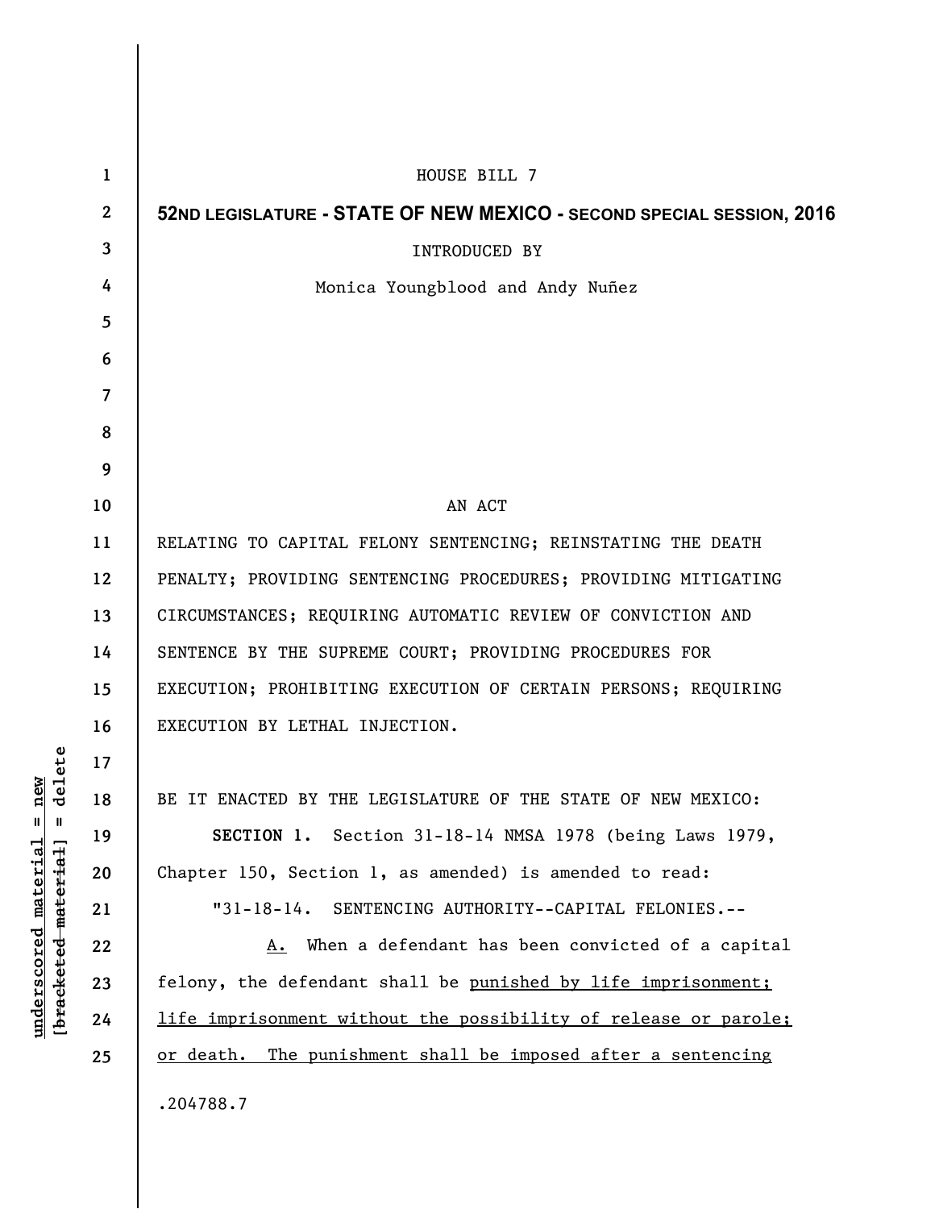HOUSE BILL 7

**52ND LEGISLATURE - STATE OF NEW MEXICO - SECOND SPECIAL SESSION, 2016**

INTRODUCED BY

Monica Youngblood and Andy Nuñez

AN ACT

RELATING TO CAPITAL FELONY SENTENCING; REINSTATING THE DEATH PENALTY; PROVIDING SENTENCING PROCEDURES; PROVIDING MITIGATING CIRCUMSTANCES; REQUIRING AUTOMATIC REVIEW OF CONVICTION AND SENTENCE BY THE SUPREME COURT; PROVIDING PROCEDURES FOR EXECUTION; PROHIBITING EXECUTION OF CERTAIN PERSONS; REQUIRING EXECUTION BY LETHAL INJECTION.

BE IT ENACTED BY THE LEGISLATURE OF THE STATE OF NEW MEXICO:

**SECTION 1.** Section 31-18-14 NMSA 1978 (being Laws 1979, Chapter 150, Section 1, as amended) is amended to read:

"31-18-14. SENTENCING AUTHORITY--CAPITAL FELONIES.--

<u>A.</u> When a defendant has been convicted of a capital felony, the defendant shall be <u>punished by life imprisonment; life imprisonment without the possibility of release or parole; or death. The punishment shall be imposed after a sentencing</u>

.204788.7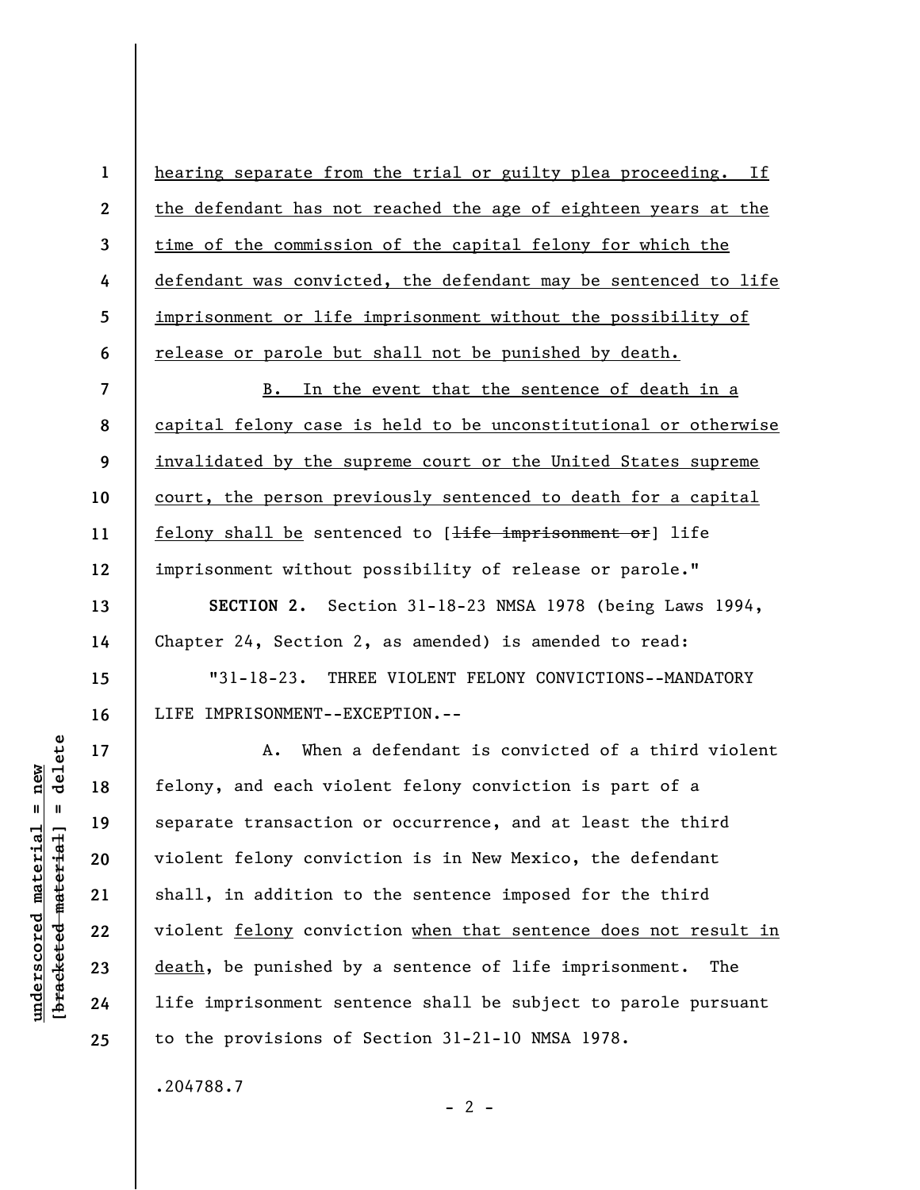hearing separate from the trial or guilty plea proceeding. If the defendant has not reached the age of eighteen years at the time of the commission of the capital felony for which the defendant was convicted, the defendant may be sentenced to life imprisonment or life imprisonment without the possibility of release or parole but shall not be punished by death.

B. In the event that the sentence of death in a capital felony case is held to be unconstitutional or otherwise invalidated by the supreme court or the United States supreme court, the person previously sentenced to death for a capital felony shall be sentenced to [~~life imprisonment or~~] life imprisonment without possibility of release or parole."

**SECTION 2.** Section 31-18-23 NMSA 1978 (being Laws 1994, Chapter 24, Section 2, as amended) is amended to read:

"31-18-23. THREE VIOLENT FELONY CONVICTIONS--MANDATORY LIFE IMPRISONMENT--EXCEPTION.--

A. When a defendant is convicted of a third violent felony, and each violent felony conviction is part of a separate transaction or occurrence, and at least the third violent felony conviction is in New Mexico, the defendant shall, in addition to the sentence imposed for the third violent felony conviction when that sentence does not result in death, be punished by a sentence of life imprisonment. The life imprisonment sentence shall be subject to parole pursuant to the provisions of Section 31-21-10 NMSA 1978.

.204788.7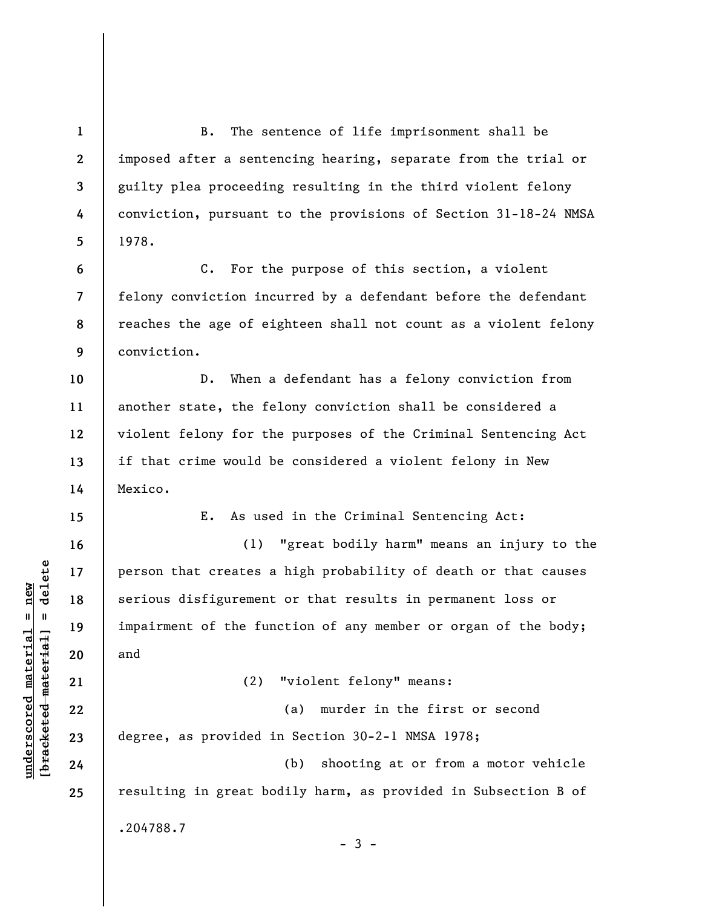B. The sentence of life imprisonment shall be imposed after a sentencing hearing, separate from the trial or guilty plea proceeding resulting in the third violent felony conviction, pursuant to the provisions of Section 31-18-24 NMSA 1978.

C. For the purpose of this section, a violent felony conviction incurred by a defendant before the defendant reaches the age of eighteen shall not count as a violent felony conviction.

D. When a defendant has a felony conviction from another state, the felony conviction shall be considered a violent felony for the purposes of the Criminal Sentencing Act if that crime would be considered a violent felony in New Mexico.

E. As used in the Criminal Sentencing Act:

(1) "great bodily harm" means an injury to the person that creates a high probability of death or that causes serious disfigurement or that results in permanent loss or impairment of the function of any member or organ of the body; and

(2) "violent felony" means:

(a) murder in the first or second degree, as provided in Section 30-2-1 NMSA 1978;

(b) shooting at or from a motor vehicle resulting in great bodily harm, as provided in Subsection B of

.204788.7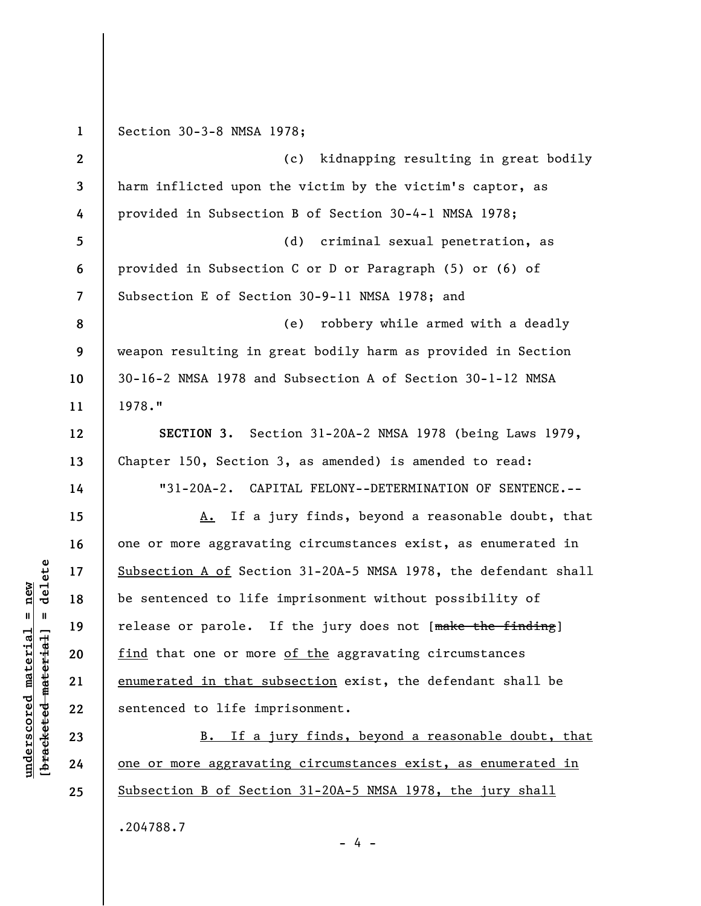Section 30-3-8 NMSA 1978;

(c) kidnapping resulting in great bodily harm inflicted upon the victim by the victim's captor, as provided in Subsection B of Section 30-4-1 NMSA 1978;

(d) criminal sexual penetration, as provided in Subsection C or D or Paragraph (5) or (6) of Subsection E of Section 30-9-11 NMSA 1978; and

(e) robbery while armed with a deadly weapon resulting in great bodily harm as provided in Section 30-16-2 NMSA 1978 and Subsection A of Section 30-1-12 NMSA 1978."

**SECTION 3.** Section 31-20A-2 NMSA 1978 (being Laws 1979, Chapter 150, Section 3, as amended) is amended to read:

"31-20A-2. CAPITAL FELONY--DETERMINATION OF SENTENCE.--

<u>A.</u> If a jury finds, beyond a reasonable doubt, that one or more aggravating circumstances exist, as enumerated in <u>Subsection A of</u> Section 31-20A-5 NMSA 1978, the defendant shall be sentenced to life imprisonment without possibility of release or parole. If the jury does not [~~make the finding~~] <u>find</u> that one or more <u>of the</u> aggravating circumstances <u>enumerated in that subsection</u> exist, the defendant shall be sentenced to life imprisonment.

<u>B. If a jury finds, beyond a reasonable doubt, that one or more aggravating circumstances exist, as enumerated in Subsection B of Section 31-20A-5 NMSA 1978, the jury shall</u>

.204788.7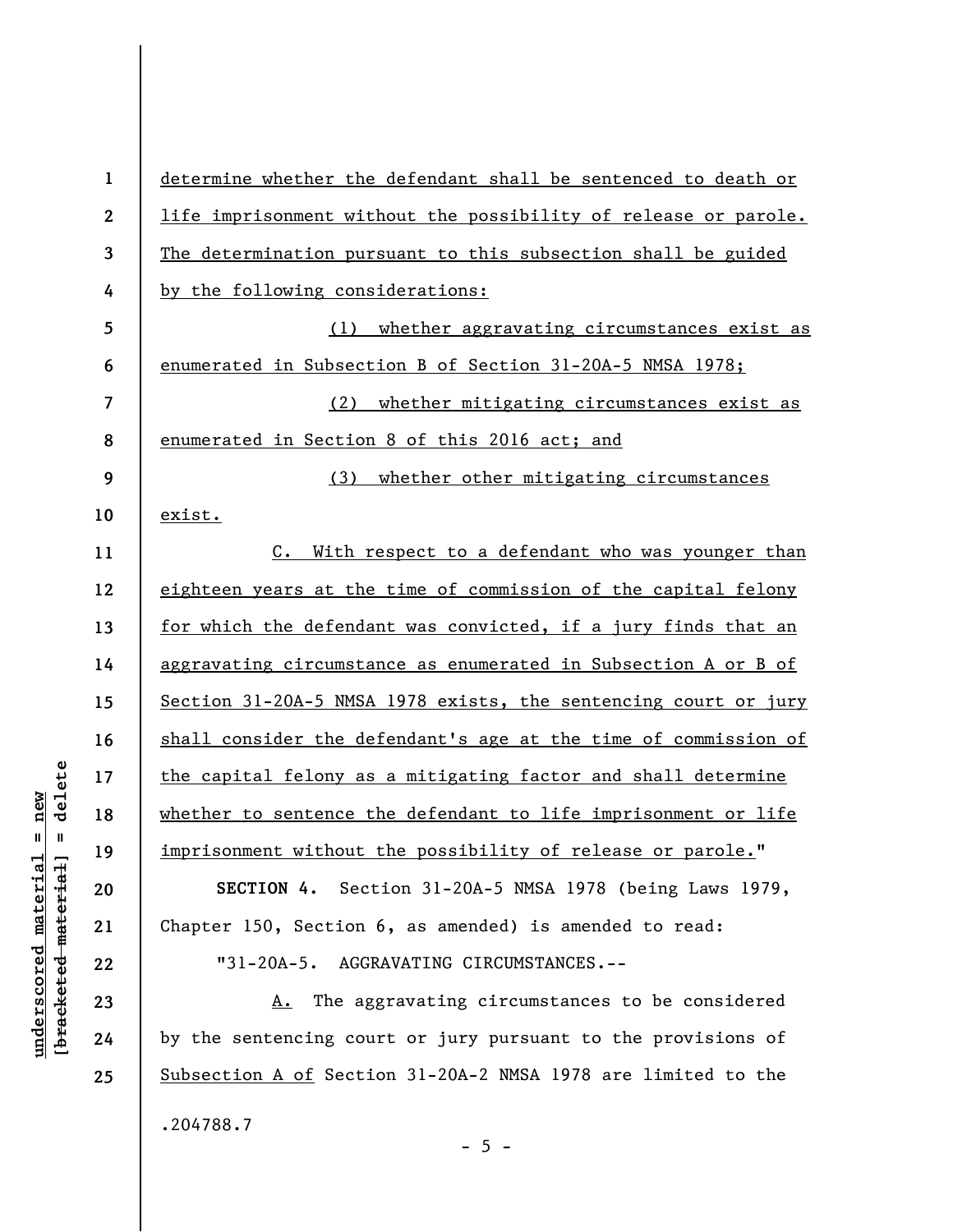determine whether the defendant shall be sentenced to death or life imprisonment without the possibility of release or parole. The determination pursuant to this subsection shall be guided by the following considerations:

(1) whether aggravating circumstances exist as enumerated in Subsection B of Section 31-20A-5 NMSA 1978;

(2) whether mitigating circumstances exist as enumerated in Section 8 of this 2016 act; and

(3) whether other mitigating circumstances exist.

C. With respect to a defendant who was younger than eighteen years at the time of commission of the capital felony for which the defendant was convicted, if a jury finds that an aggravating circumstance as enumerated in Subsection A or B of Section 31-20A-5 NMSA 1978 exists, the sentencing court or jury shall consider the defendant's age at the time of commission of the capital felony as a mitigating factor and shall determine whether to sentence the defendant to life imprisonment or life imprisonment without the possibility of release or parole."

**SECTION 4.** Section 31-20A-5 NMSA 1978 (being Laws 1979, Chapter 150, Section 6, as amended) is amended to read:

"31-20A-5. AGGRAVATING CIRCUMSTANCES.--

A. The aggravating circumstances to be considered by the sentencing court or jury pursuant to the provisions of Subsection A of Section 31-20A-2 NMSA 1978 are limited to the

.204788.7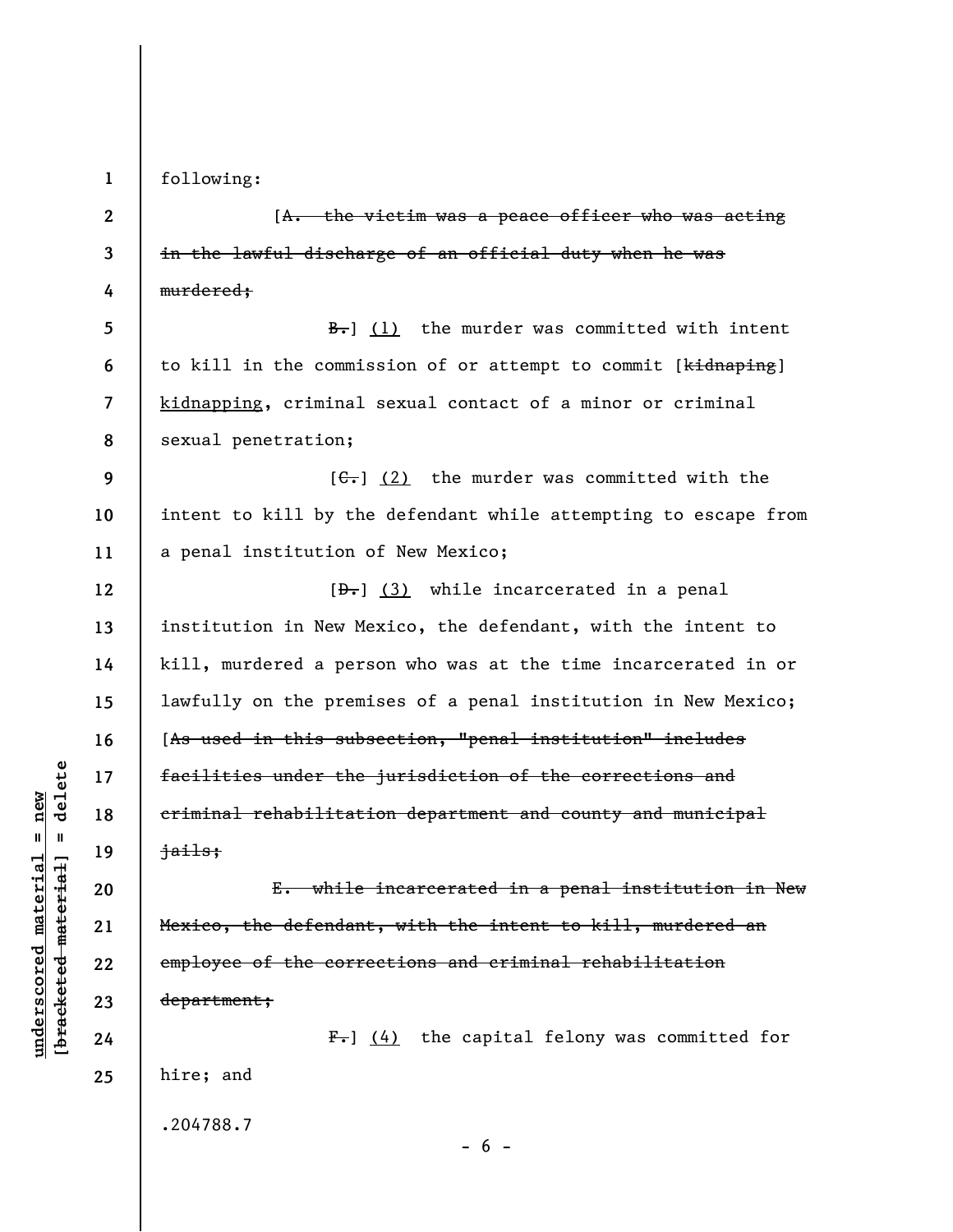following:

[~~A. the victim was a peace officer who was acting in the lawful discharge of an official duty when he was murdered;~~

~~B.~~] (1) the murder was committed with intent to kill in the commission of or attempt to commit [~~kidnaping~~] kidnapping, criminal sexual contact of a minor or criminal sexual penetration;

[~~C.~~] (2) the murder was committed with the intent to kill by the defendant while attempting to escape from a penal institution of New Mexico;

[~~D.~~] (3) while incarcerated in a penal institution in New Mexico, the defendant, with the intent to kill, murdered a person who was at the time incarcerated in or lawfully on the premises of a penal institution in New Mexico; [~~As used in this subsection, "penal institution" includes facilities under the jurisdiction of the corrections and criminal rehabilitation department and county and municipal jails;~~

~~E. while incarcerated in a penal institution in New Mexico, the defendant, with the intent to kill, murdered an employee of the corrections and criminal rehabilitation department;~~

~~F.~~] (4) the capital felony was committed for hire; and

.204788.7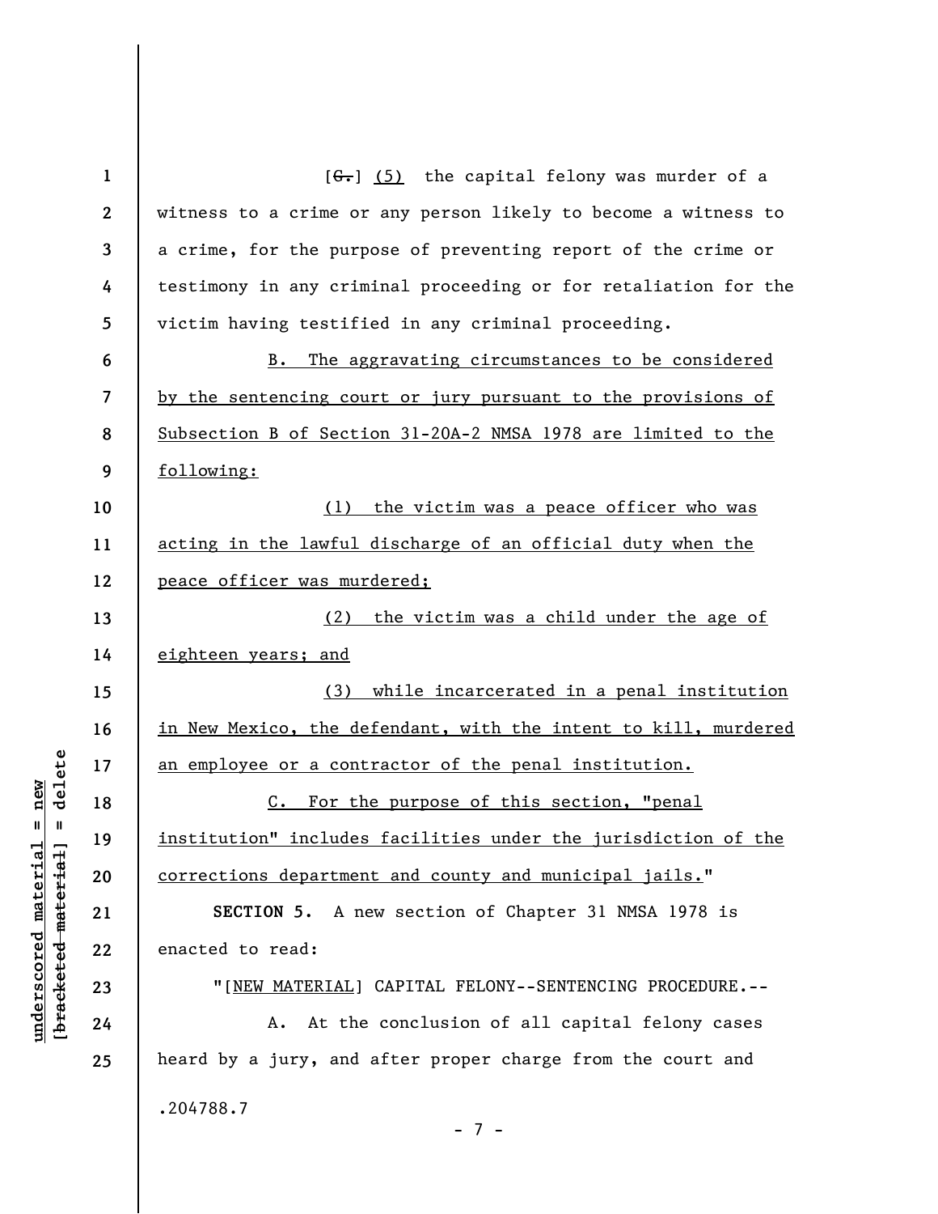[~~G.~~] (5) the capital felony was murder of a witness to a crime or any person likely to become a witness to a crime, for the purpose of preventing report of the crime or testimony in any criminal proceeding or for retaliation for the victim having testified in any criminal proceeding.

B. The aggravating circumstances to be considered by the sentencing court or jury pursuant to the provisions of Subsection B of Section 31-20A-2 NMSA 1978 are limited to the following:

(1) the victim was a peace officer who was acting in the lawful discharge of an official duty when the peace officer was murdered;

(2) the victim was a child under the age of eighteen years; and

(3) while incarcerated in a penal institution in New Mexico, the defendant, with the intent to kill, murdered an employee or a contractor of the penal institution.

C. For the purpose of this section, "penal institution" includes facilities under the jurisdiction of the corrections department and county and municipal jails."

**SECTION 5.** A new section of Chapter 31 NMSA 1978 is enacted to read:

"[NEW MATERIAL] CAPITAL FELONY--SENTENCING PROCEDURE.--

A. At the conclusion of all capital felony cases heard by a jury, and after proper charge from the court and

.204788.7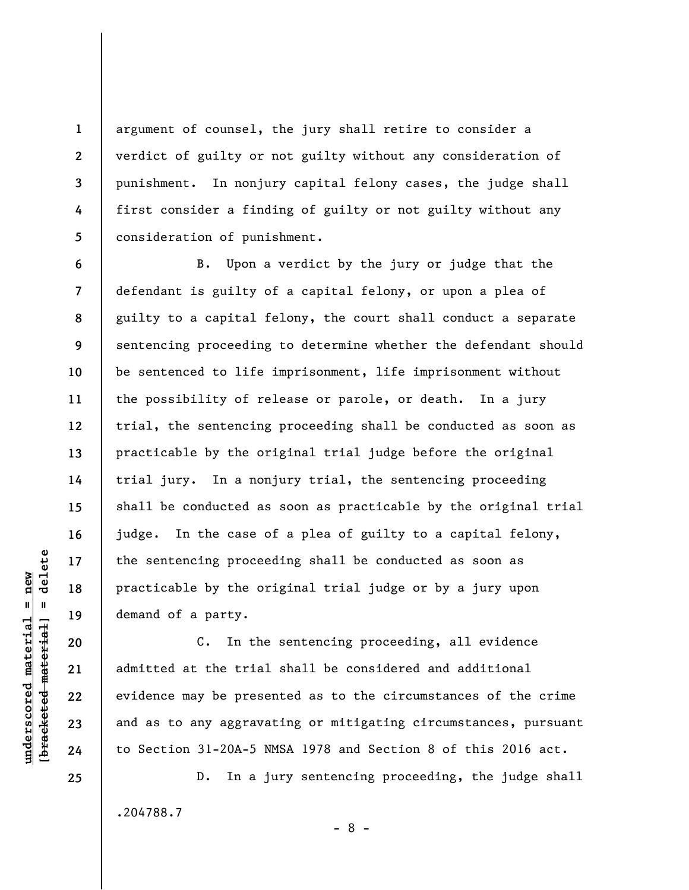argument of counsel, the jury shall retire to consider a verdict of guilty or not guilty without any consideration of punishment. In nonjury capital felony cases, the judge shall first consider a finding of guilty or not guilty without any consideration of punishment.

B. Upon a verdict by the jury or judge that the defendant is guilty of a capital felony, or upon a plea of guilty to a capital felony, the court shall conduct a separate sentencing proceeding to determine whether the defendant should be sentenced to life imprisonment, life imprisonment without the possibility of release or parole, or death. In a jury trial, the sentencing proceeding shall be conducted as soon as practicable by the original trial judge before the original trial jury. In a nonjury trial, the sentencing proceeding shall be conducted as soon as practicable by the original trial judge. In the case of a plea of guilty to a capital felony, the sentencing proceeding shall be conducted as soon as practicable by the original trial judge or by a jury upon demand of a party.

C. In the sentencing proceeding, all evidence admitted at the trial shall be considered and additional evidence may be presented as to the circumstances of the crime and as to any aggravating or mitigating circumstances, pursuant to Section 31-20A-5 NMSA 1978 and Section 8 of this 2016 act.

D. In a jury sentencing proceeding, the judge shall

.204788.7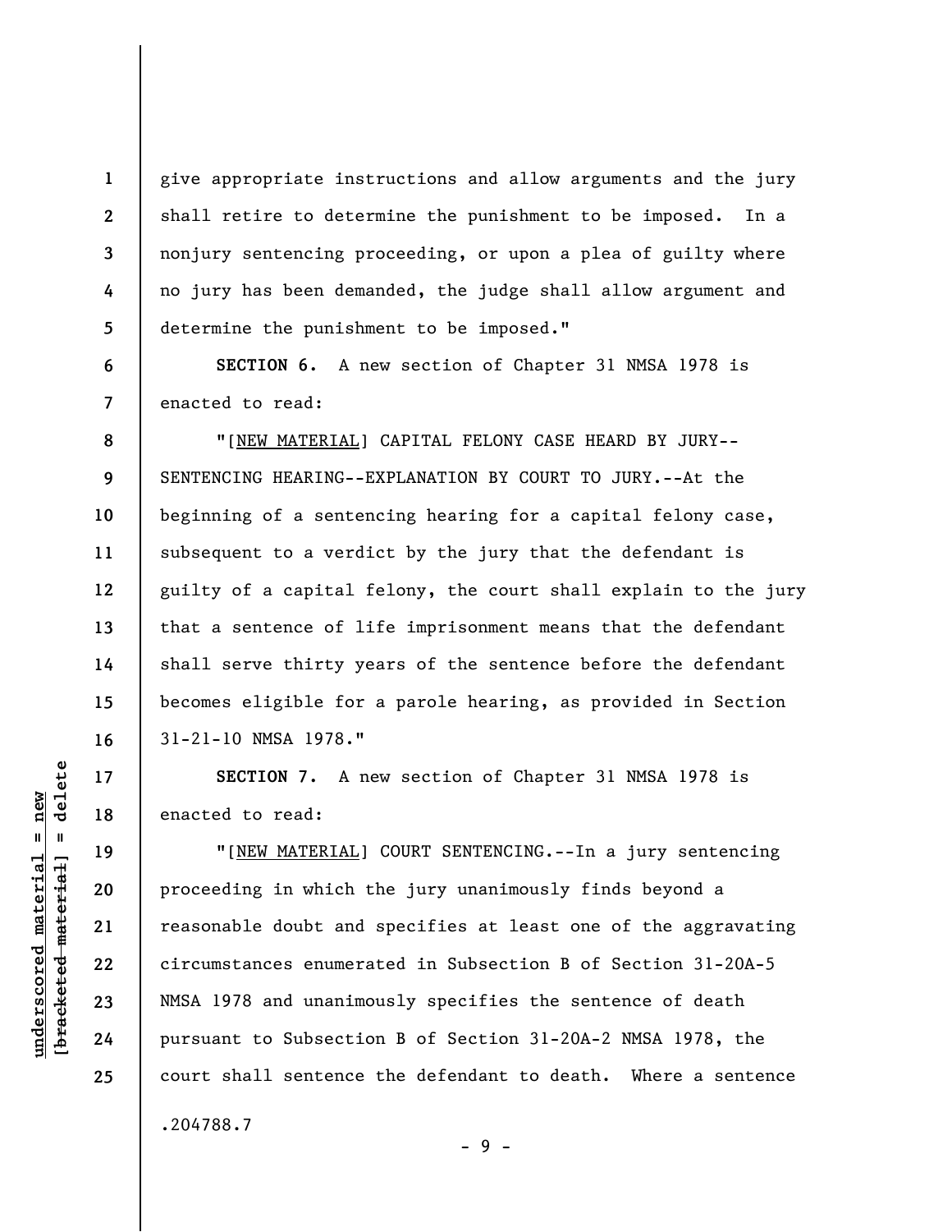give appropriate instructions and allow arguments and the jury shall retire to determine the punishment to be imposed. In a nonjury sentencing proceeding, or upon a plea of guilty where no jury has been demanded, the judge shall allow argument and determine the punishment to be imposed."

**SECTION 6.** A new section of Chapter 31 NMSA 1978 is enacted to read:

"[NEW MATERIAL] CAPITAL FELONY CASE HEARD BY JURY--SENTENCING HEARING--EXPLANATION BY COURT TO JURY.--At the beginning of a sentencing hearing for a capital felony case, subsequent to a verdict by the jury that the defendant is guilty of a capital felony, the court shall explain to the jury that a sentence of life imprisonment means that the defendant shall serve thirty years of the sentence before the defendant becomes eligible for a parole hearing, as provided in Section 31-21-10 NMSA 1978."

**SECTION 7.** A new section of Chapter 31 NMSA 1978 is enacted to read:

"[NEW MATERIAL] COURT SENTENCING.--In a jury sentencing proceeding in which the jury unanimously finds beyond a reasonable doubt and specifies at least one of the aggravating circumstances enumerated in Subsection B of Section 31-20A-5 NMSA 1978 and unanimously specifies the sentence of death pursuant to Subsection B of Section 31-20A-2 NMSA 1978, the court shall sentence the defendant to death. Where a sentence

.204788.7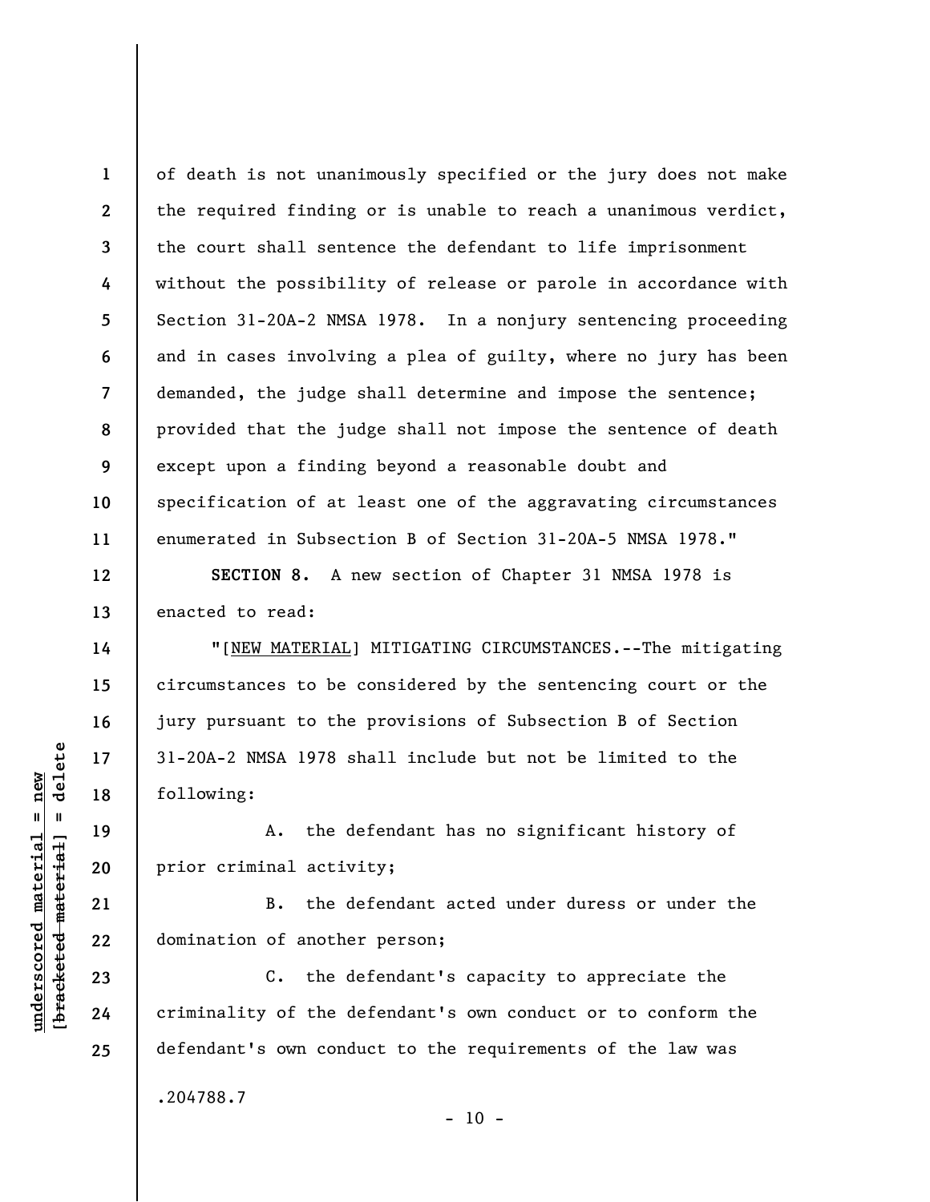of death is not unanimously specified or the jury does not make the required finding or is unable to reach a unanimous verdict, the court shall sentence the defendant to life imprisonment without the possibility of release or parole in accordance with Section 31-20A-2 NMSA 1978. In a nonjury sentencing proceeding and in cases involving a plea of guilty, where no jury has been demanded, the judge shall determine and impose the sentence; provided that the judge shall not impose the sentence of death except upon a finding beyond a reasonable doubt and specification of at least one of the aggravating circumstances enumerated in Subsection B of Section 31-20A-5 NMSA 1978."

**SECTION 8.** A new section of Chapter 31 NMSA 1978 is enacted to read:

"[NEW MATERIAL] MITIGATING CIRCUMSTANCES.--The mitigating circumstances to be considered by the sentencing court or the jury pursuant to the provisions of Subsection B of Section 31-20A-2 NMSA 1978 shall include but not be limited to the following:

A. the defendant has no significant history of prior criminal activity;

B. the defendant acted under duress or under the domination of another person;

C. the defendant's capacity to appreciate the criminality of the defendant's own conduct or to conform the defendant's own conduct to the requirements of the law was

.204788.7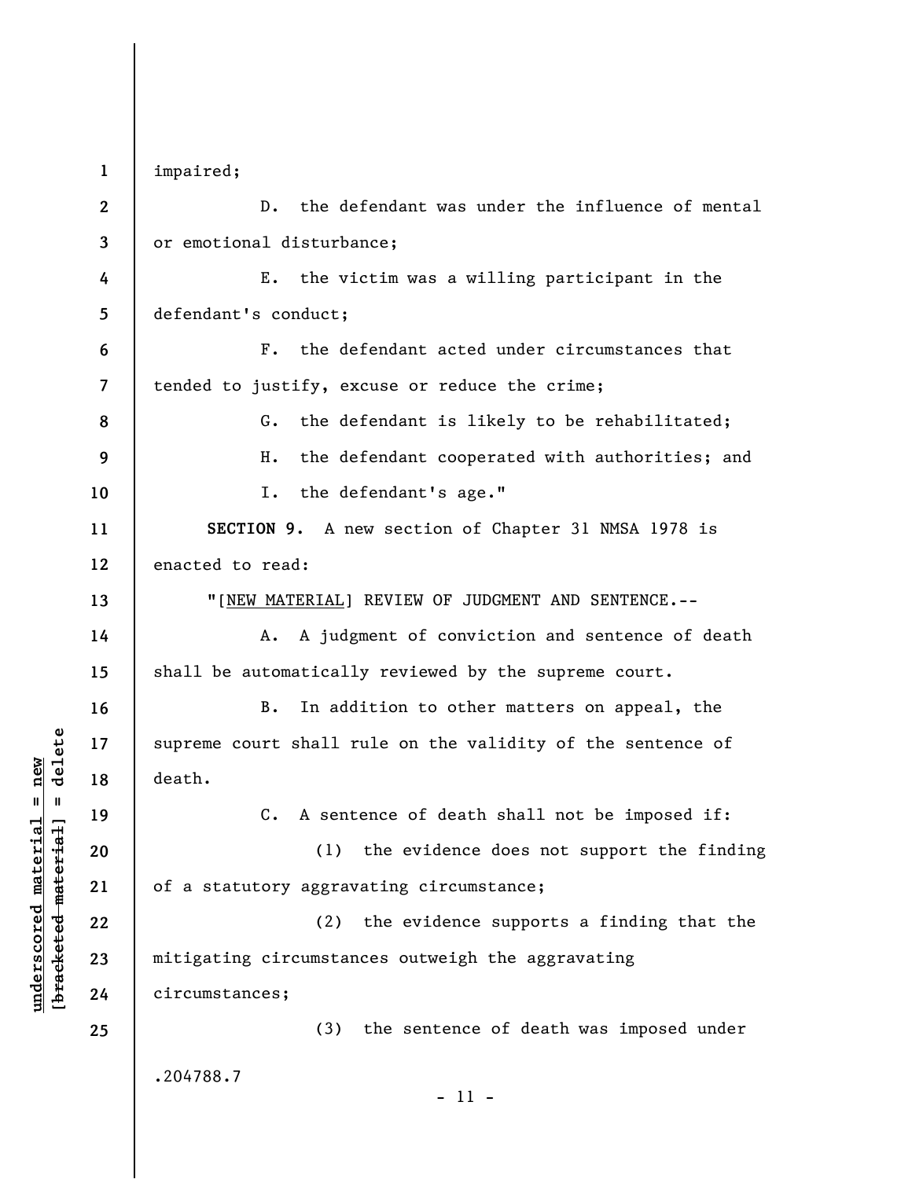impaired;

D. the defendant was under the influence of mental or emotional disturbance;

E. the victim was a willing participant in the defendant's conduct;

F. the defendant acted under circumstances that tended to justify, excuse or reduce the crime;

G. the defendant is likely to be rehabilitated;

H. the defendant cooperated with authorities; and

I. the defendant's age."

**SECTION 9.** A new section of Chapter 31 NMSA 1978 is enacted to read:

"[NEW MATERIAL] REVIEW OF JUDGMENT AND SENTENCE.--

A. A judgment of conviction and sentence of death shall be automatically reviewed by the supreme court.

B. In addition to other matters on appeal, the supreme court shall rule on the validity of the sentence of death.

C. A sentence of death shall not be imposed if:

(1) the evidence does not support the finding of a statutory aggravating circumstance;

(2) the evidence supports a finding that the mitigating circumstances outweigh the aggravating circumstances;

(3) the sentence of death was imposed under

.204788.7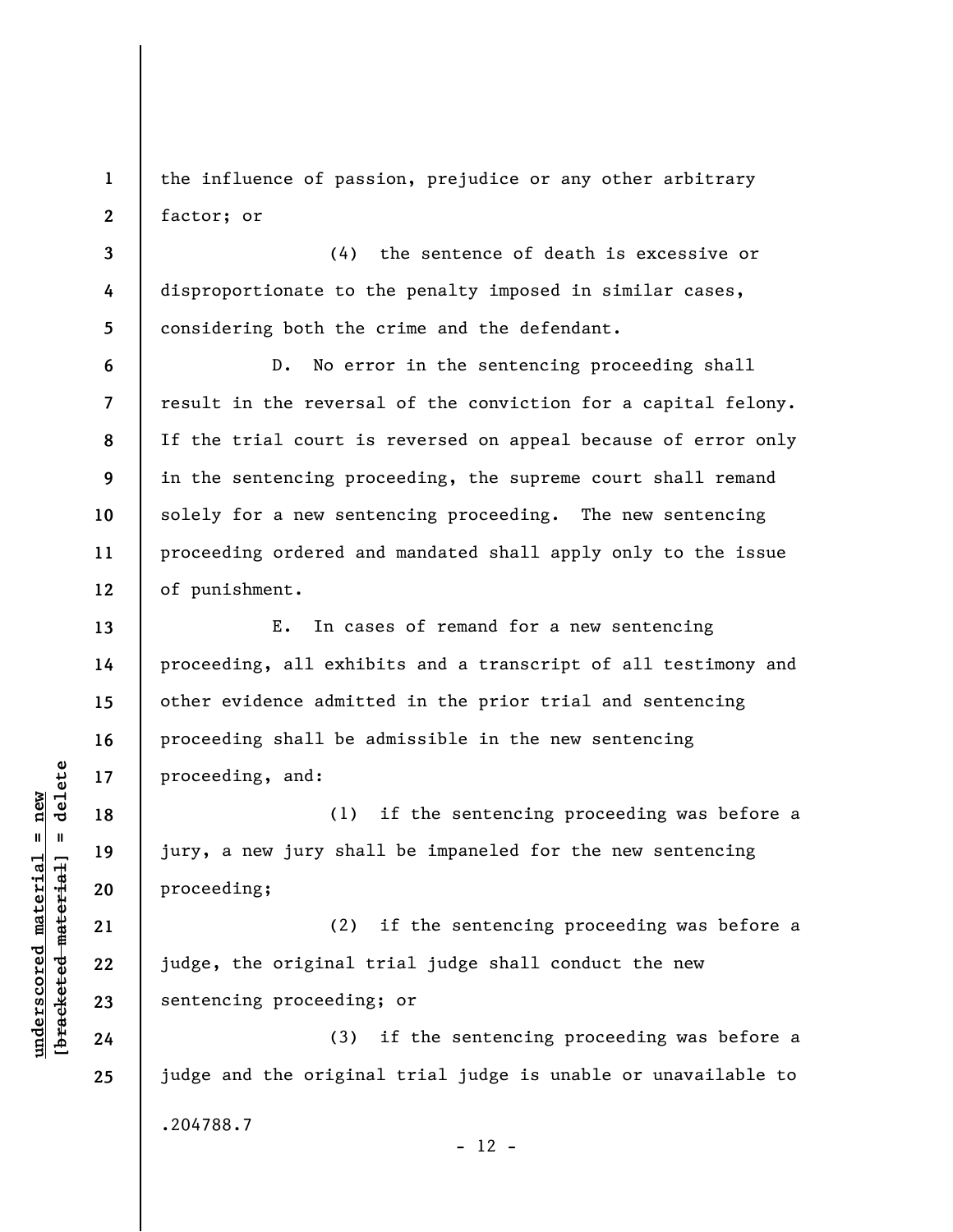the influence of passion, prejudice or any other arbitrary factor; or

(4) the sentence of death is excessive or disproportionate to the penalty imposed in similar cases, considering both the crime and the defendant.

D. No error in the sentencing proceeding shall result in the reversal of the conviction for a capital felony. If the trial court is reversed on appeal because of error only in the sentencing proceeding, the supreme court shall remand solely for a new sentencing proceeding. The new sentencing proceeding ordered and mandated shall apply only to the issue of punishment.

E. In cases of remand for a new sentencing proceeding, all exhibits and a transcript of all testimony and other evidence admitted in the prior trial and sentencing proceeding shall be admissible in the new sentencing proceeding, and:

(1) if the sentencing proceeding was before a jury, a new jury shall be impaneled for the new sentencing proceeding;

(2) if the sentencing proceeding was before a judge, the original trial judge shall conduct the new sentencing proceeding; or

(3) if the sentencing proceeding was before a judge and the original trial judge is unable or unavailable to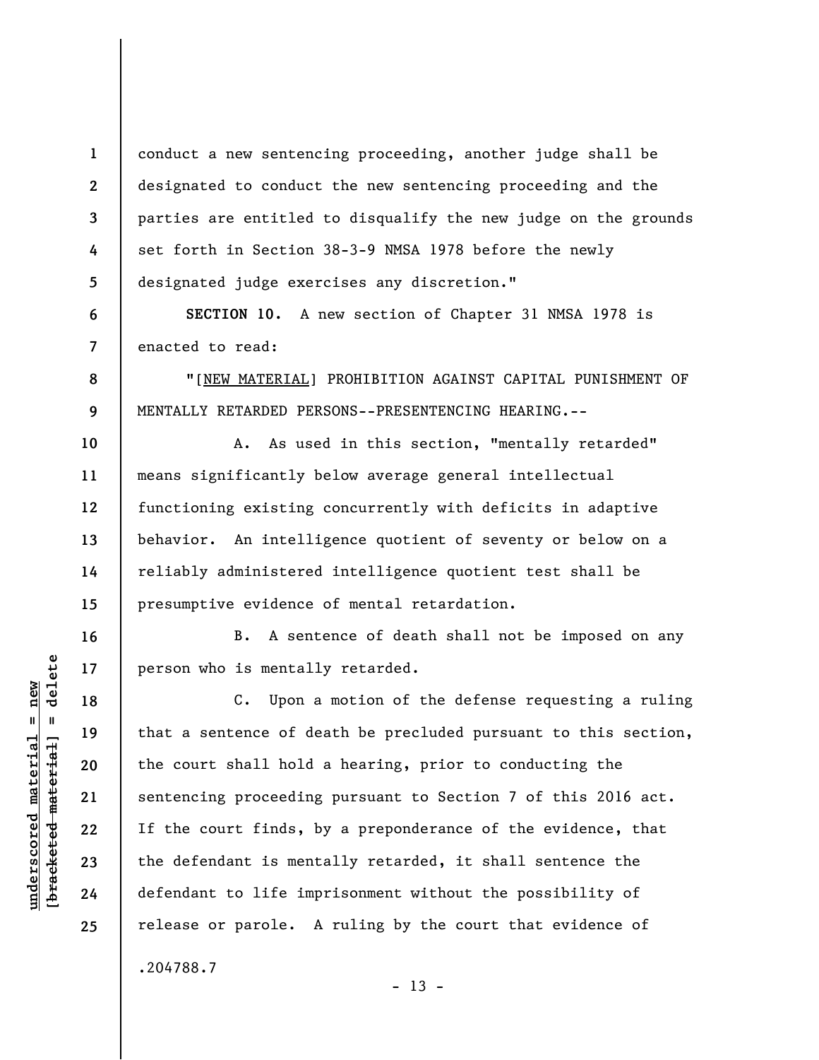conduct a new sentencing proceeding, another judge shall be designated to conduct the new sentencing proceeding and the parties are entitled to disqualify the new judge on the grounds set forth in Section 38-3-9 NMSA 1978 before the newly designated judge exercises any discretion."

**SECTION 10.** A new section of Chapter 31 NMSA 1978 is enacted to read:

"[NEW MATERIAL] PROHIBITION AGAINST CAPITAL PUNISHMENT OF MENTALLY RETARDED PERSONS--PRESENTENCING HEARING.--

A. As used in this section, "mentally retarded" means significantly below average general intellectual functioning existing concurrently with deficits in adaptive behavior. An intelligence quotient of seventy or below on a reliably administered intelligence quotient test shall be presumptive evidence of mental retardation.

B. A sentence of death shall not be imposed on any person who is mentally retarded.

C. Upon a motion of the defense requesting a ruling that a sentence of death be precluded pursuant to this section, the court shall hold a hearing, prior to conducting the sentencing proceeding pursuant to Section 7 of this 2016 act. If the court finds, by a preponderance of the evidence, that the defendant is mentally retarded, it shall sentence the defendant to life imprisonment without the possibility of release or parole. A ruling by the court that evidence of

.204788.7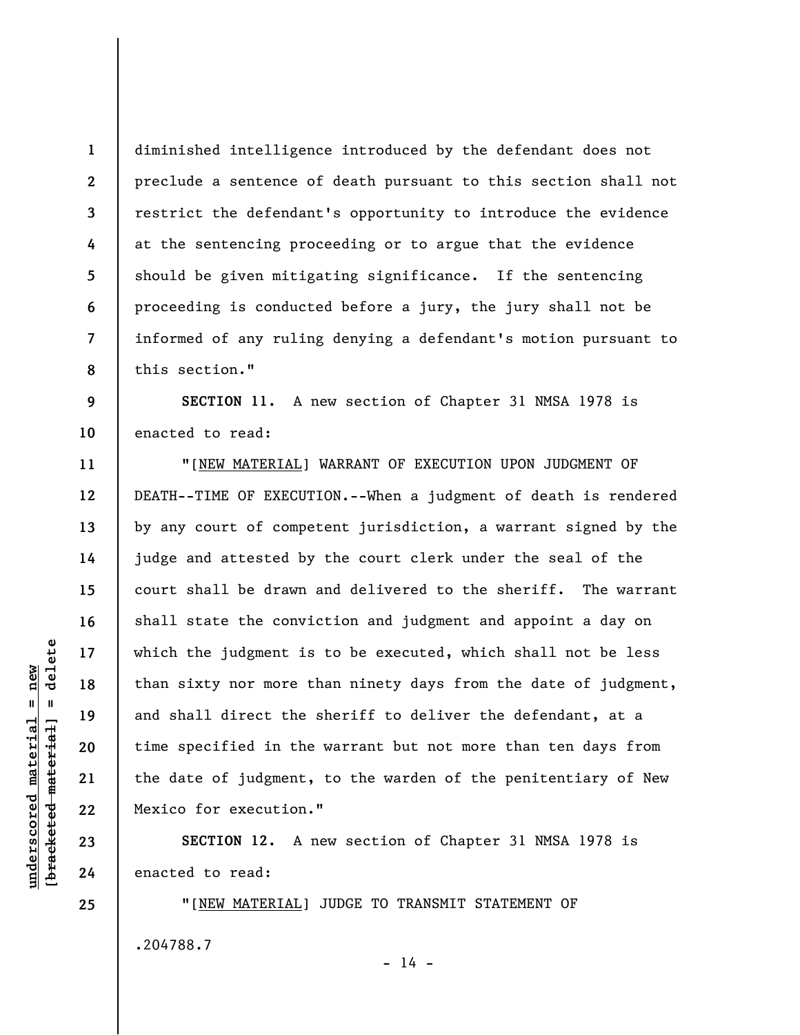diminished intelligence introduced by the defendant does not preclude a sentence of death pursuant to this section shall not restrict the defendant's opportunity to introduce the evidence at the sentencing proceeding or to argue that the evidence should be given mitigating significance. If the sentencing proceeding is conducted before a jury, the jury shall not be informed of any ruling denying a defendant's motion pursuant to this section."

**SECTION 11.** A new section of Chapter 31 NMSA 1978 is enacted to read:

"[NEW MATERIAL] WARRANT OF EXECUTION UPON JUDGMENT OF DEATH--TIME OF EXECUTION.--When a judgment of death is rendered by any court of competent jurisdiction, a warrant signed by the judge and attested by the court clerk under the seal of the court shall be drawn and delivered to the sheriff. The warrant shall state the conviction and judgment and appoint a day on which the judgment is to be executed, which shall not be less than sixty nor more than ninety days from the date of judgment, and shall direct the sheriff to deliver the defendant, at a time specified in the warrant but not more than ten days from the date of judgment, to the warden of the penitentiary of New Mexico for execution."

**SECTION 12.** A new section of Chapter 31 NMSA 1978 is enacted to read:

"[NEW MATERIAL] JUDGE TO TRANSMIT STATEMENT OF

.204788.7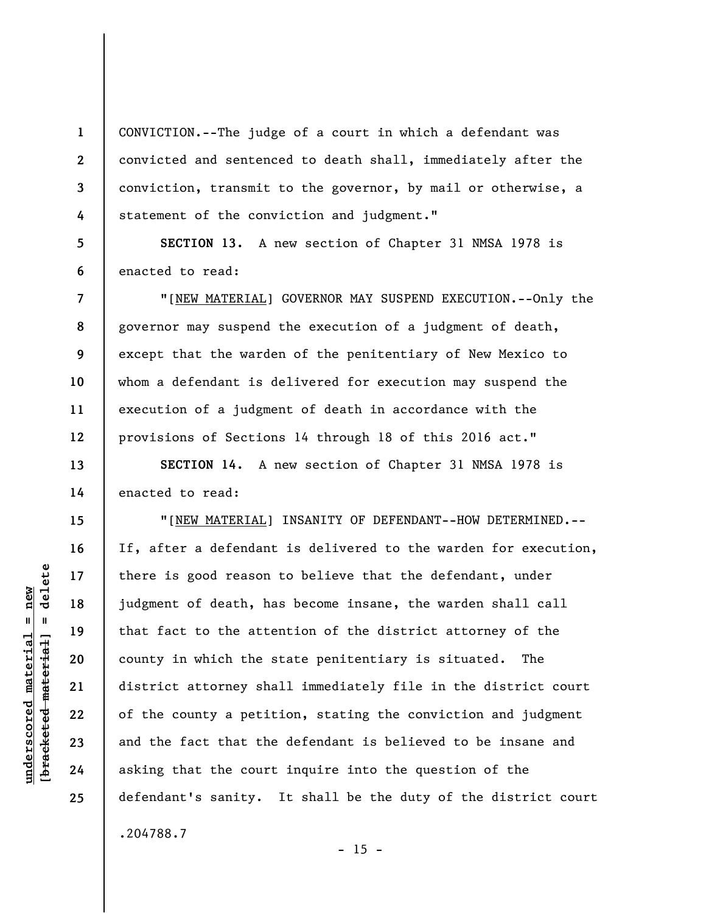CONVICTION.--The judge of a court in which a defendant was convicted and sentenced to death shall, immediately after the conviction, transmit to the governor, by mail or otherwise, a statement of the conviction and judgment."

**SECTION 13.** A new section of Chapter 31 NMSA 1978 is enacted to read:

"[NEW MATERIAL] GOVERNOR MAY SUSPEND EXECUTION.--Only the governor may suspend the execution of a judgment of death, except that the warden of the penitentiary of New Mexico to whom a defendant is delivered for execution may suspend the execution of a judgment of death in accordance with the provisions of Sections 14 through 18 of this 2016 act."

**SECTION 14.** A new section of Chapter 31 NMSA 1978 is enacted to read:

"[NEW MATERIAL] INSANITY OF DEFENDANT--HOW DETERMINED.--If, after a defendant is delivered to the warden for execution, there is good reason to believe that the defendant, under judgment of death, has become insane, the warden shall call that fact to the attention of the district attorney of the county in which the state penitentiary is situated. The district attorney shall immediately file in the district court of the county a petition, stating the conviction and judgment and the fact that the defendant is believed to be insane and asking that the court inquire into the question of the defendant's sanity. It shall be the duty of the district court

.204788.7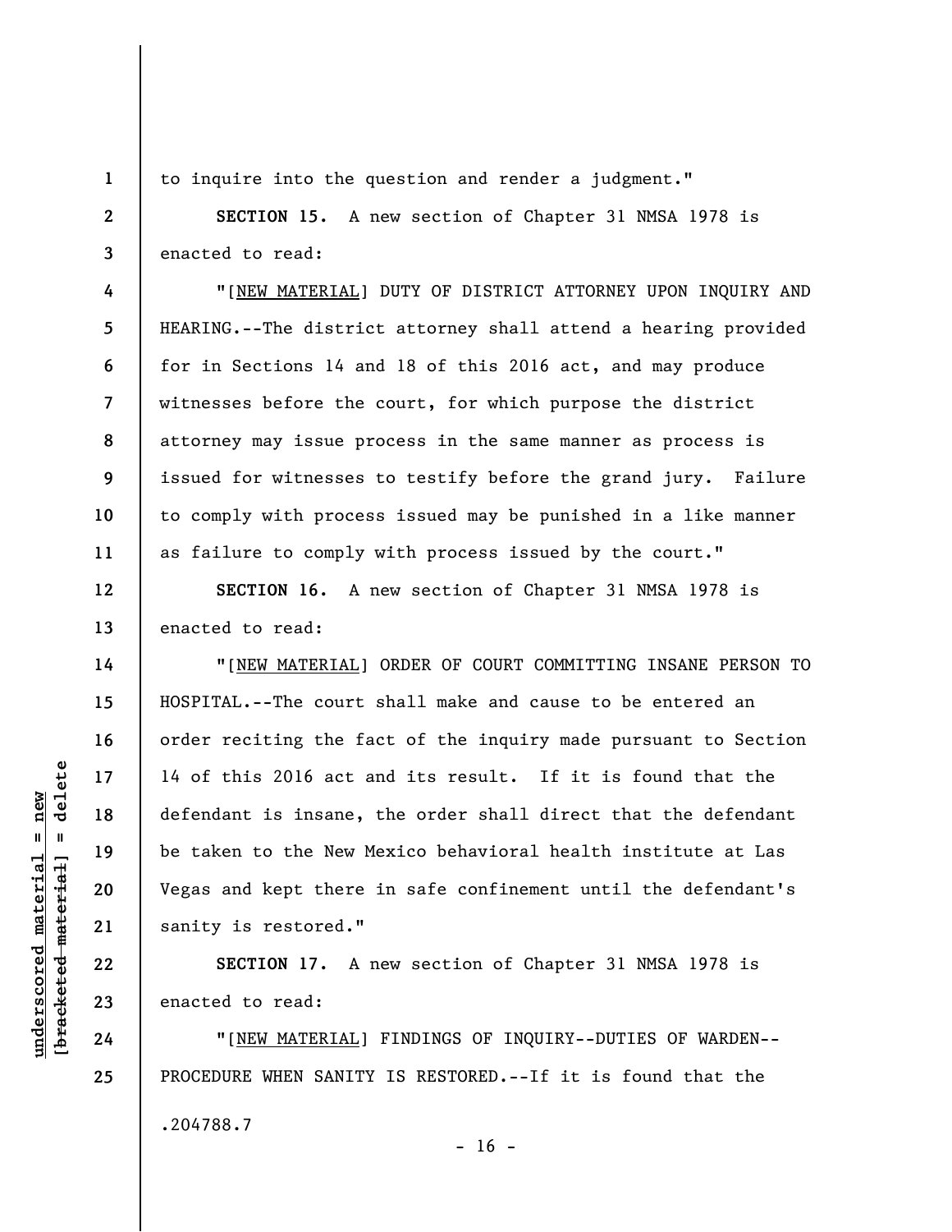to inquire into the question and render a judgment."

**SECTION 15.** A new section of Chapter 31 NMSA 1978 is enacted to read:

"[NEW MATERIAL] DUTY OF DISTRICT ATTORNEY UPON INQUIRY AND HEARING.--The district attorney shall attend a hearing provided for in Sections 14 and 18 of this 2016 act, and may produce witnesses before the court, for which purpose the district attorney may issue process in the same manner as process is issued for witnesses to testify before the grand jury. Failure to comply with process issued may be punished in a like manner as failure to comply with process issued by the court."

**SECTION 16.** A new section of Chapter 31 NMSA 1978 is enacted to read:

"[NEW MATERIAL] ORDER OF COURT COMMITTING INSANE PERSON TO HOSPITAL.--The court shall make and cause to be entered an order reciting the fact of the inquiry made pursuant to Section 14 of this 2016 act and its result. If it is found that the defendant is insane, the order shall direct that the defendant be taken to the New Mexico behavioral health institute at Las Vegas and kept there in safe confinement until the defendant's sanity is restored."

**SECTION 17.** A new section of Chapter 31 NMSA 1978 is enacted to read:

"[NEW MATERIAL] FINDINGS OF INQUIRY--DUTIES OF WARDEN--PROCEDURE WHEN SANITY IS RESTORED.--If it is found that the

.204788.7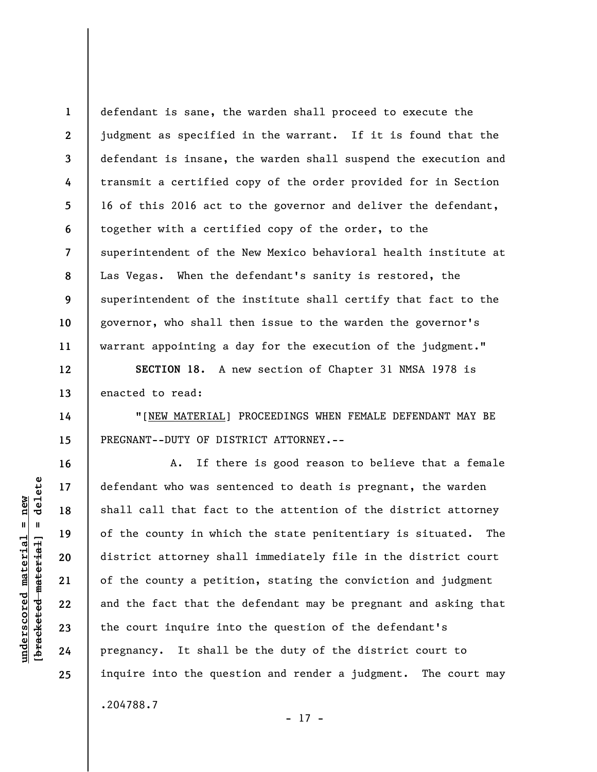defendant is sane, the warden shall proceed to execute the judgment as specified in the warrant. If it is found that the defendant is insane, the warden shall suspend the execution and transmit a certified copy of the order provided for in Section 16 of this 2016 act to the governor and deliver the defendant, together with a certified copy of the order, to the superintendent of the New Mexico behavioral health institute at Las Vegas. When the defendant's sanity is restored, the superintendent of the institute shall certify that fact to the governor, who shall then issue to the warden the governor's warrant appointing a day for the execution of the judgment."

**SECTION 18.** A new section of Chapter 31 NMSA 1978 is enacted to read:

"[NEW MATERIAL] PROCEEDINGS WHEN FEMALE DEFENDANT MAY BE PREGNANT--DUTY OF DISTRICT ATTORNEY.--

A. If there is good reason to believe that a female defendant who was sentenced to death is pregnant, the warden shall call that fact to the attention of the district attorney of the county in which the state penitentiary is situated. The district attorney shall immediately file in the district court of the county a petition, stating the conviction and judgment and the fact that the defendant may be pregnant and asking that the court inquire into the question of the defendant's pregnancy. It shall be the duty of the district court to inquire into the question and render a judgment. The court may

.204788.7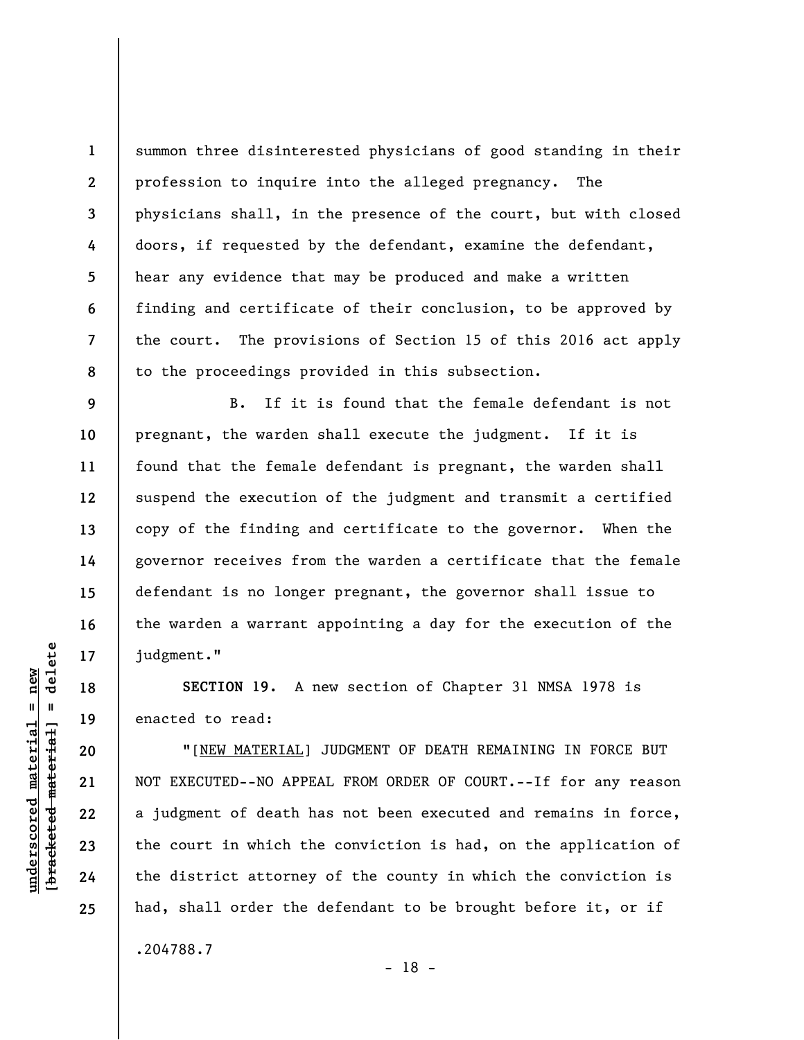summon three disinterested physicians of good standing in their profession to inquire into the alleged pregnancy. The physicians shall, in the presence of the court, but with closed doors, if requested by the defendant, examine the defendant, hear any evidence that may be produced and make a written finding and certificate of their conclusion, to be approved by the court. The provisions of Section 15 of this 2016 act apply to the proceedings provided in this subsection.

B. If it is found that the female defendant is not pregnant, the warden shall execute the judgment. If it is found that the female defendant is pregnant, the warden shall suspend the execution of the judgment and transmit a certified copy of the finding and certificate to the governor. When the governor receives from the warden a certificate that the female defendant is no longer pregnant, the governor shall issue to the warden a warrant appointing a day for the execution of the judgment."

**SECTION 19.** A new section of Chapter 31 NMSA 1978 is enacted to read:

"[NEW MATERIAL] JUDGMENT OF DEATH REMAINING IN FORCE BUT NOT EXECUTED--NO APPEAL FROM ORDER OF COURT.--If for any reason a judgment of death has not been executed and remains in force, the court in which the conviction is had, on the application of the district attorney of the county in which the conviction is had, shall order the defendant to be brought before it, or if

.204788.7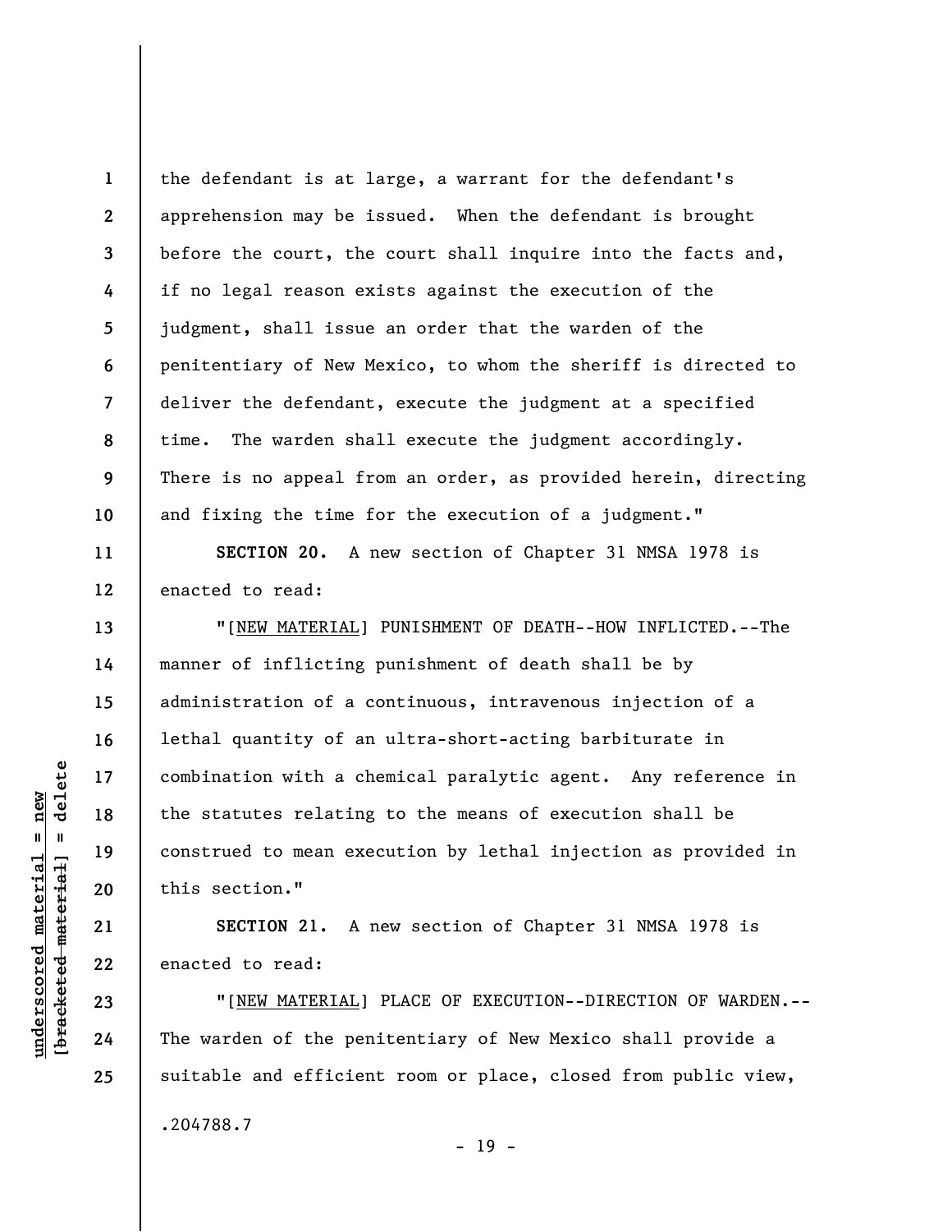the defendant is at large, a warrant for the defendant's apprehension may be issued. When the defendant is brought before the court, the court shall inquire into the facts and, if no legal reason exists against the execution of the judgment, shall issue an order that the warden of the penitentiary of New Mexico, to whom the sheriff is directed to deliver the defendant, execute the judgment at a specified time. The warden shall execute the judgment accordingly. There is no appeal from an order, as provided herein, directing and fixing the time for the execution of a judgment."

**SECTION 20.** A new section of Chapter 31 NMSA 1978 is enacted to read:

"[NEW MATERIAL] PUNISHMENT OF DEATH--HOW INFLICTED.--The manner of inflicting punishment of death shall be by administration of a continuous, intravenous injection of a lethal quantity of an ultra-short-acting barbiturate in combination with a chemical paralytic agent. Any reference in the statutes relating to the means of execution shall be construed to mean execution by lethal injection as provided in this section."

**SECTION 21.** A new section of Chapter 31 NMSA 1978 is enacted to read:

"[NEW MATERIAL] PLACE OF EXECUTION--DIRECTION OF WARDEN.--The warden of the penitentiary of New Mexico shall provide a suitable and efficient room or place, closed from public view,

.204788.7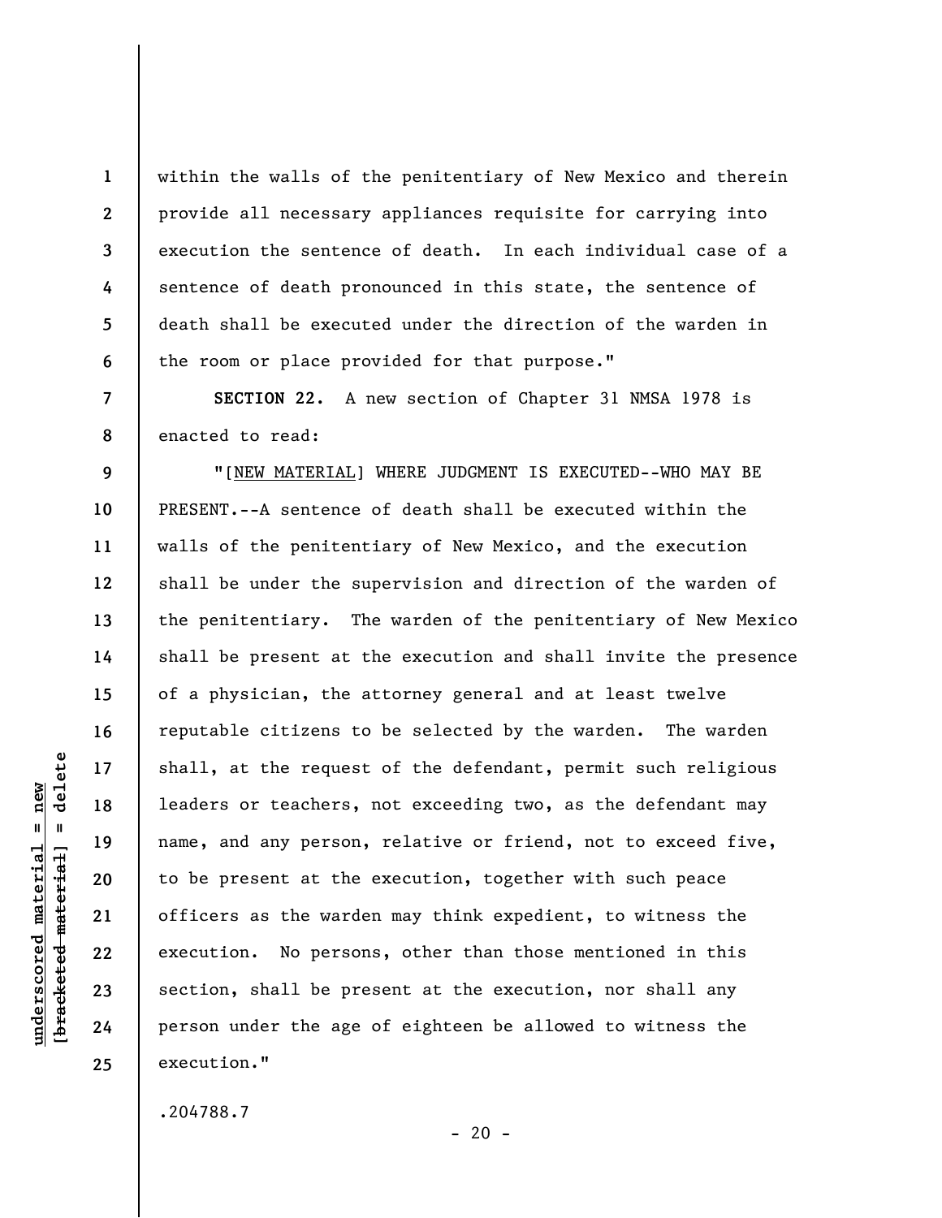within the walls of the penitentiary of New Mexico and therein provide all necessary appliances requisite for carrying into execution the sentence of death. In each individual case of a sentence of death pronounced in this state, the sentence of death shall be executed under the direction of the warden in the room or place provided for that purpose."

**SECTION 22.** A new section of Chapter 31 NMSA 1978 is enacted to read:

"[NEW MATERIAL] WHERE JUDGMENT IS EXECUTED--WHO MAY BE PRESENT.--A sentence of death shall be executed within the walls of the penitentiary of New Mexico, and the execution shall be under the supervision and direction of the warden of the penitentiary. The warden of the penitentiary of New Mexico shall be present at the execution and shall invite the presence of a physician, the attorney general and at least twelve reputable citizens to be selected by the warden. The warden shall, at the request of the defendant, permit such religious leaders or teachers, not exceeding two, as the defendant may name, and any person, relative or friend, not to exceed five, to be present at the execution, together with such peace officers as the warden may think expedient, to witness the execution. No persons, other than those mentioned in this section, shall be present at the execution, nor shall any person under the age of eighteen be allowed to witness the execution."

.204788.7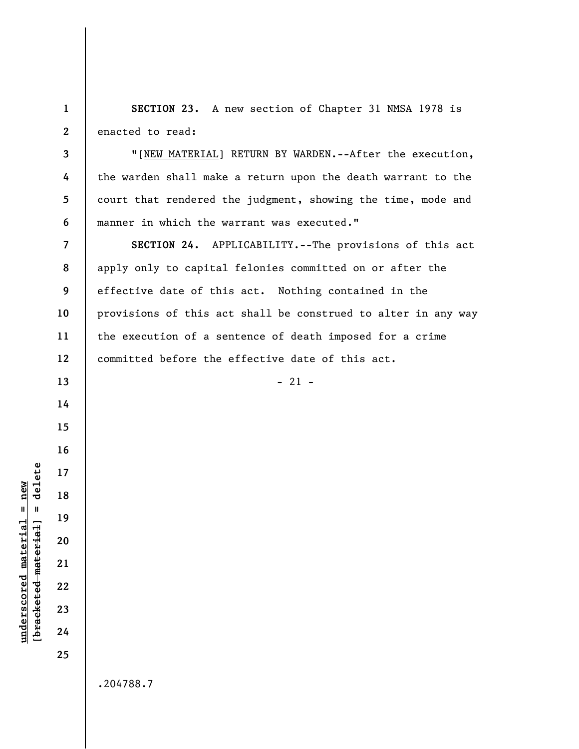**SECTION 23.** A new section of Chapter 31 NMSA 1978 is enacted to read:

"[NEW MATERIAL] RETURN BY WARDEN.--After the execution, the warden shall make a return upon the death warrant to the court that rendered the judgment, showing the time, mode and manner in which the warrant was executed."

**SECTION 24.** APPLICABILITY.--The provisions of this act apply only to capital felonies committed on or after the effective date of this act. Nothing contained in the provisions of this act shall be construed to alter in any way the execution of a sentence of death imposed for a crime committed before the effective date of this act.

.204788.7